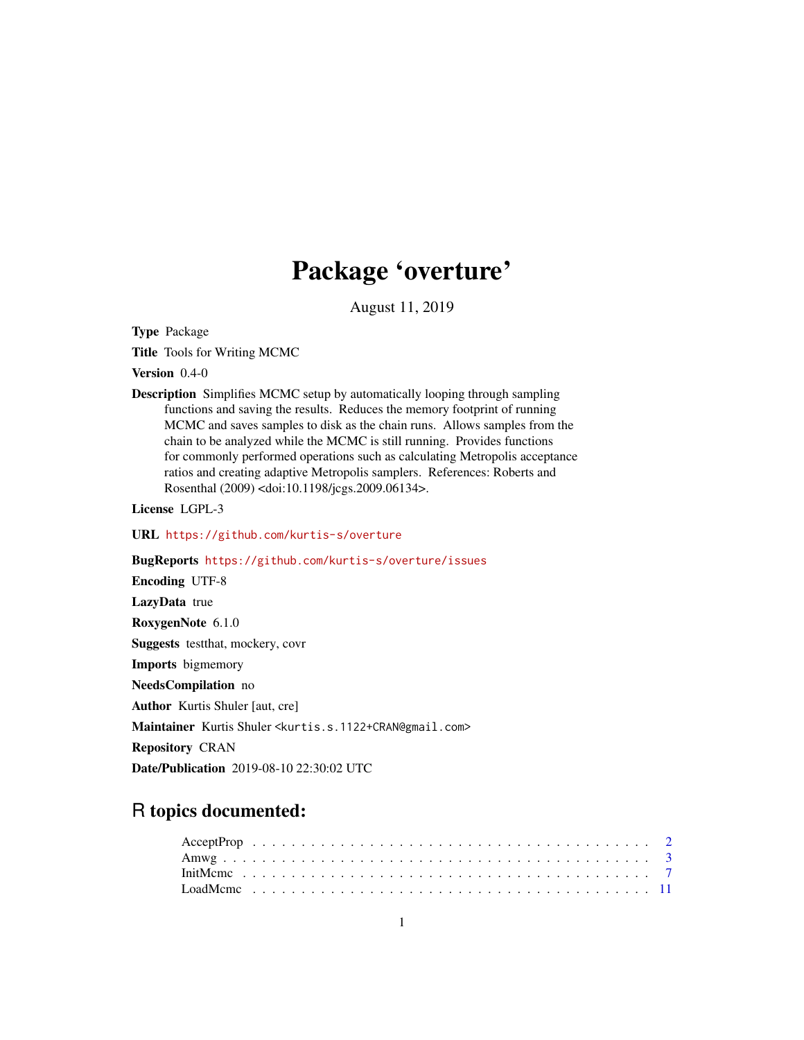# Package 'overture'

August 11, 2019

**Type** Package

**Title** Tools for Writing MCMC

**Version** 0.4-0

**Description** Simplifies MCMC setup by automatically looping through sampling functions and saving the results. Reduces the memory footprint of running MCMC and saves samples to disk as the chain runs. Allows samples from the chain to be analyzed while the MCMC is still running. Provides functions for commonly performed operations such as calculating Metropolis acceptance ratios and creating adaptive Metropolis samplers. References: Roberts and Rosenthal (2009) <doi:10.1198/jcgs.2009.06134>.

**License** LGPL-3

**URL** https://github.com/kurtis-s/overture

**BugReports** https://github.com/kurtis-s/overture/issues

**Encoding** UTF-8

**LazyData** true

**RoxygenNote** 6.1.0

**Suggests** testthat, mockery, covr

**Imports** bigmemory

**NeedsCompilation** no

**Author** Kurtis Shuler [aut, cre]

**Maintainer** Kurtis Shuler <kurtis.s.1122+CRAN@gmail.com>

**Repository** CRAN

**Date/Publication** 2019-08-10 22:30:02 UTC

## R topics documented:

AcceptProp . . . . . . . . . . . . . . . . . . . . . . . . . . . . . . . . . . . . . . . . 2
Amwg . . . . . . . . . . . . . . . . . . . . . . . . . . . . . . . . . . . . . . . . . . . 3
InitMcmc . . . . . . . . . . . . . . . . . . . . . . . . . . . . . . . . . . . . . . . . . 7
LoadMcmc . . . . . . . . . . . . . . . . . . . . . . . . . . . . . . . . . . . . . . . . 11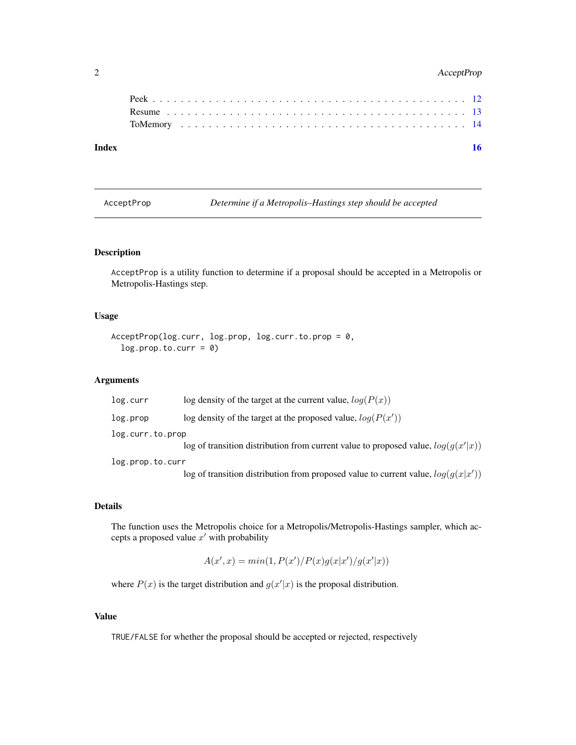Peek . . . . . . . . . . . . . . . . . . . . . . . . . . . . . . . . . . . . . . . . . 12
Resume . . . . . . . . . . . . . . . . . . . . . . . . . . . . . . . . . . . . . . . . 13
ToMemory . . . . . . . . . . . . . . . . . . . . . . . . . . . . . . . . . . . . . . . 14

**Index** **16**

---

## AcceptProp — *Determine if a Metropolis–Hastings step should be accepted*

---

### Description

`AcceptProp` is a utility function to determine if a proposal should be accepted in a Metropolis or Metropolis-Hastings step.

### Usage

```
AcceptProp(log.curr, log.prop, log.curr.to.prop = 0,
  log.prop.to.curr = 0)
```

### Arguments

| | |
|---|---|
| `log.curr` | log density of the target at the current value, $log(P(x))$ |
| `log.prop` | log density of the target at the proposed value, $log(P(x'))$ |
| `log.curr.to.prop` | log of transition distribution from current value to proposed value, $log(g(x'\|x))$ |
| `log.prop.to.curr` | log of transition distribution from proposed value to current value, $log(g(x\|x'))$ |

### Details

The function uses the Metropolis choice for a Metropolis/Metropolis-Hastings sampler, which accepts a proposed value $x'$ with probability

$$A(x', x) = min(1, P(x')/P(x)g(x|x')/g(x'|x))$$

where $P(x)$ is the target distribution and $g(x'|x)$ is the proposal distribution.

### Value

`TRUE/FALSE` for whether the proposal should be accepted or rejected, respectively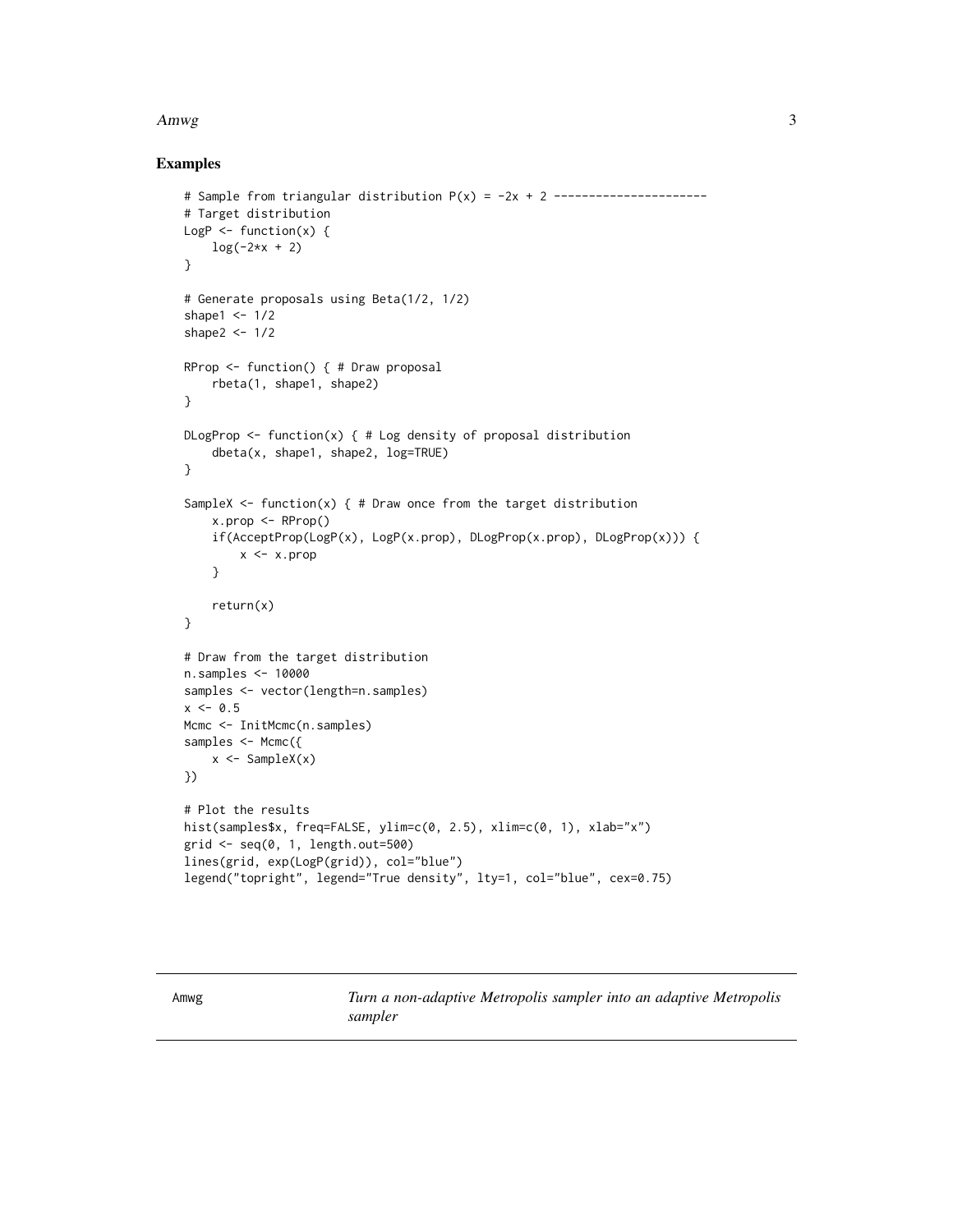## Examples

```
# Sample from triangular distribution P(x) = -2x + 2 ----------------------
# Target distribution
LogP <- function(x) {
    log(-2*x + 2)
}

# Generate proposals using Beta(1/2, 1/2)
shape1 <- 1/2
shape2 <- 1/2

RProp <- function() { # Draw proposal
    rbeta(1, shape1, shape2)
}

DLogProp <- function(x) { # Log density of proposal distribution
    dbeta(x, shape1, shape2, log=TRUE)
}

SampleX <- function(x) { # Draw once from the target distribution
    x.prop <- RProp()
    if(AcceptProp(LogP(x), LogP(x.prop), DLogProp(x.prop), DLogProp(x))) {
        x <- x.prop
    }

    return(x)
}

# Draw from the target distribution
n.samples <- 10000
samples <- vector(length=n.samples)
x <- 0.5
Mcmc <- InitMcmc(n.samples)
samples <- Mcmc({
    x <- SampleX(x)
})

# Plot the results
hist(samples$x, freq=FALSE, ylim=c(0, 2.5), xlim=c(0, 1), xlab="x")
grid <- seq(0, 1, length.out=500)
lines(grid, exp(LogP(grid)), col="blue")
legend("topright", legend="True density", lty=1, col="blue", cex=0.75)
```

---

Amwg — *Turn a non-adaptive Metropolis sampler into an adaptive Metropolis sampler*

---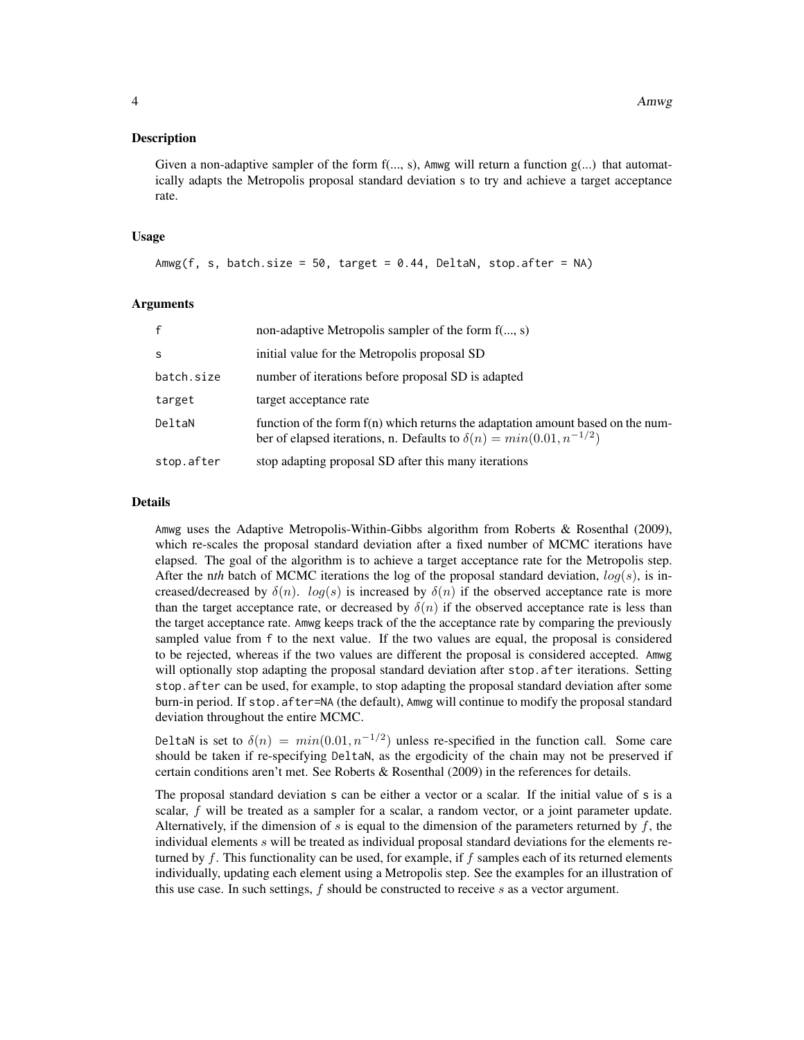## Description

Given a non-adaptive sampler of the form f(..., s), `Amwg` will return a function g(...) that automatically adapts the Metropolis proposal standard deviation s to try and achieve a target acceptance rate.

## Usage

```
Amwg(f, s, batch.size = 50, target = 0.44, DeltaN, stop.after = NA)
```

## Arguments

| | |
|---|---|
| `f` | non-adaptive Metropolis sampler of the form f(..., s) |
| `s` | initial value for the Metropolis proposal SD |
| `batch.size` | number of iterations before proposal SD is adapted |
| `target` | target acceptance rate |
| `DeltaN` | function of the form f(n) which returns the adaptation amount based on the number of elapsed iterations, n. Defaults to $\delta(n) = min(0.01, n^{-1/2})$ |
| `stop.after` | stop adapting proposal SD after this many iterations |

## Details

`Amwg` uses the Adaptive Metropolis-Within-Gibbs algorithm from Roberts & Rosenthal (2009), which re-scales the proposal standard deviation after a fixed number of MCMC iterations have elapsed. The goal of the algorithm is to achieve a target acceptance rate for the Metropolis step. After the n*th* batch of MCMC iterations the log of the proposal standard deviation, $log(s)$, is increased/decreased by $\delta(n)$. $log(s)$ is increased by $\delta(n)$ if the observed acceptance rate is more than the target acceptance rate, or decreased by $\delta(n)$ if the observed acceptance rate is less than the target acceptance rate. `Amwg` keeps track of the the acceptance rate by comparing the previously sampled value from `f` to the next value. If the two values are equal, the proposal is considered to be rejected, whereas if the two values are different the proposal is considered accepted. `Amwg` will optionally stop adapting the proposal standard deviation after `stop.after` iterations. Setting `stop.after` can be used, for example, to stop adapting the proposal standard deviation after some burn-in period. If `stop.after=NA` (the default), `Amwg` will continue to modify the proposal standard deviation throughout the entire MCMC.

`DeltaN` is set to $\delta(n) = min(0.01, n^{-1/2})$ unless re-specified in the function call. Some care should be taken if re-specifying `DeltaN`, as the ergodicity of the chain may not be preserved if certain conditions aren't met. See Roberts & Rosenthal (2009) in the references for details.

The proposal standard deviation `s` can be either a vector or a scalar. If the initial value of `s` is a scalar, $f$ will be treated as a sampler for a scalar, a random vector, or a joint parameter update. Alternatively, if the dimension of $s$ is equal to the dimension of the parameters returned by $f$, the individual elements $s$ will be treated as individual proposal standard deviations for the elements returned by $f$. This functionality can be used, for example, if $f$ samples each of its returned elements individually, updating each element using a Metropolis step. See the examples for an illustration of this use case. In such settings, $f$ should be constructed to receive $s$ as a vector argument.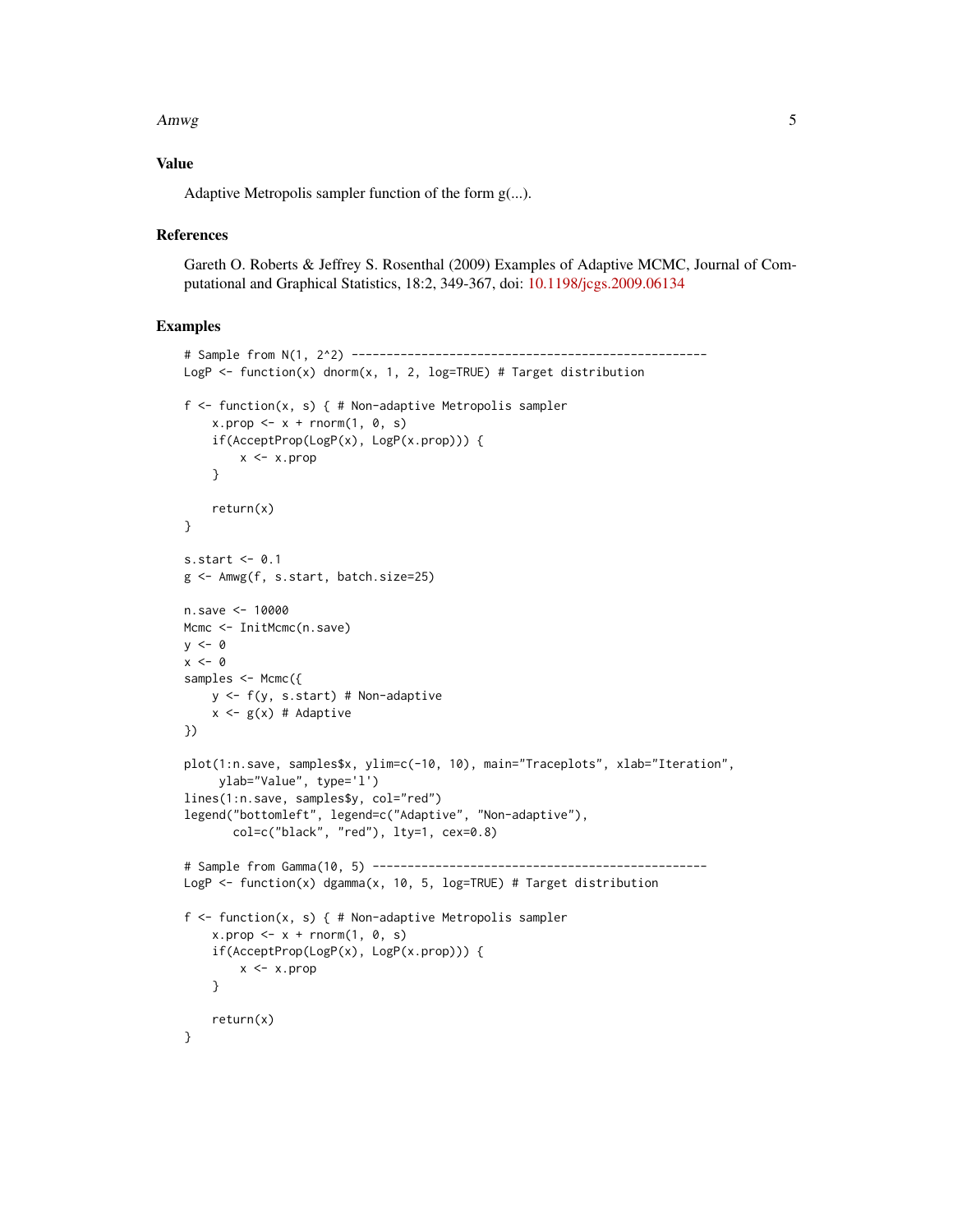### Value

Adaptive Metropolis sampler function of the form g(...).

### References

Gareth O. Roberts & Jeffrey S. Rosenthal (2009) Examples of Adaptive MCMC, Journal of Computational and Graphical Statistics, 18:2, 349-367, doi: 10.1198/jcgs.2009.06134

### Examples

```
# Sample from N(1, 2^2) ---------------------------------------------------
LogP <- function(x) dnorm(x, 1, 2, log=TRUE) # Target distribution

f <- function(x, s) { # Non-adaptive Metropolis sampler
    x.prop <- x + rnorm(1, 0, s)
    if(AcceptProp(LogP(x), LogP(x.prop))) {
        x <- x.prop
    }

    return(x)
}

s.start <- 0.1
g <- Amwg(f, s.start, batch.size=25)

n.save <- 10000
Mcmc <- InitMcmc(n.save)
y <- 0
x <- 0
samples <- Mcmc({
    y <- f(y, s.start) # Non-adaptive
    x <- g(x) # Adaptive
})

plot(1:n.save, samples$x, ylim=c(-10, 10), main="Traceplots", xlab="Iteration",
     ylab="Value", type='l')
lines(1:n.save, samples$y, col="red")
legend("bottomleft", legend=c("Adaptive", "Non-adaptive"),
       col=c("black", "red"), lty=1, cex=0.8)

# Sample from Gamma(10, 5) ------------------------------------------------
LogP <- function(x) dgamma(x, 10, 5, log=TRUE) # Target distribution

f <- function(x, s) { # Non-adaptive Metropolis sampler
    x.prop <- x + rnorm(1, 0, s)
    if(AcceptProp(LogP(x), LogP(x.prop))) {
        x <- x.prop
    }

    return(x)
}
```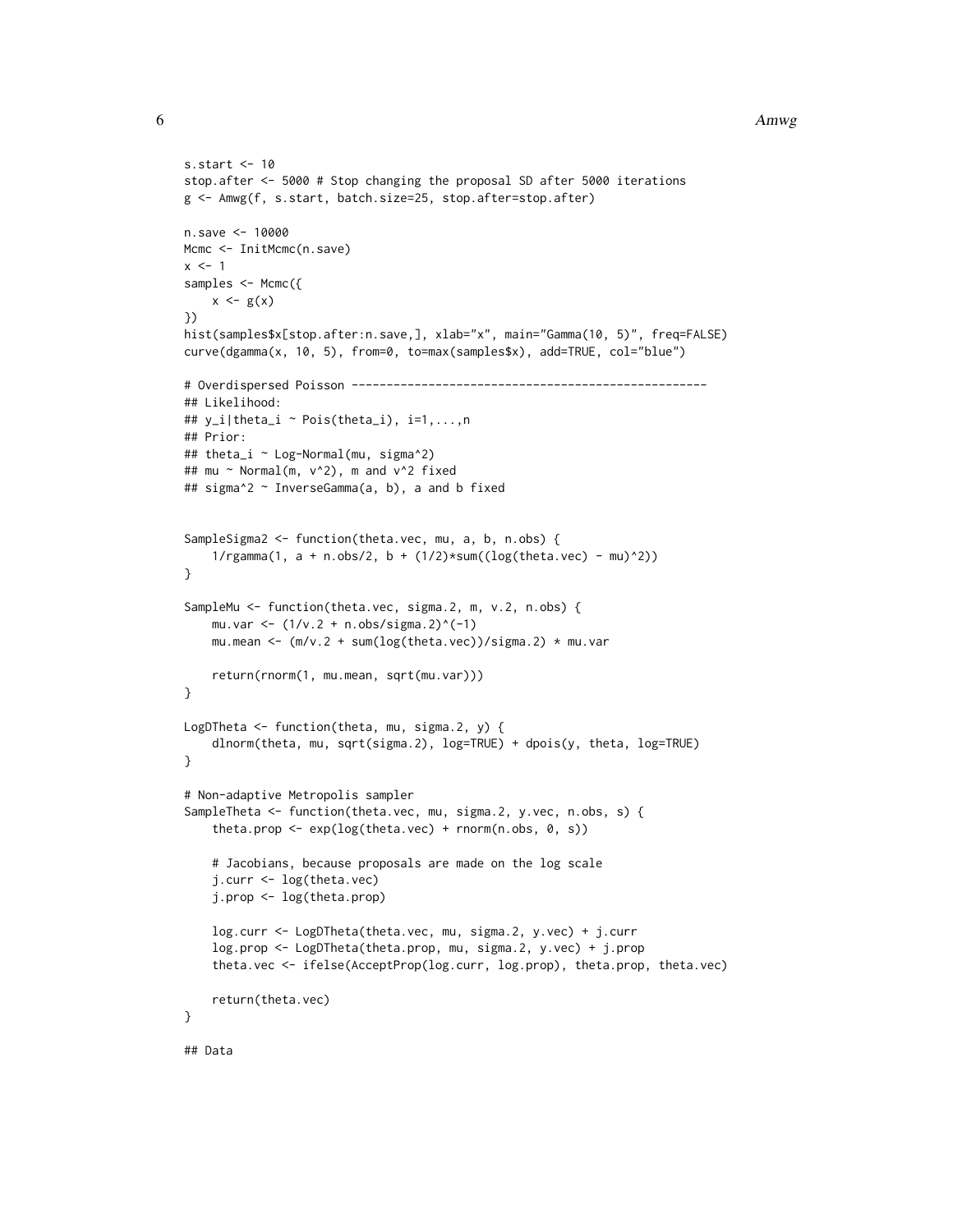```
s.start <- 10
stop.after <- 5000 # Stop changing the proposal SD after 5000 iterations
g <- Amwg(f, s.start, batch.size=25, stop.after=stop.after)

n.save <- 10000
Mcmc <- InitMcmc(n.save)
x <- 1
samples <- Mcmc({
    x <- g(x)
})
hist(samples$x[stop.after:n.save,], xlab="x", main="Gamma(10, 5)", freq=FALSE)
curve(dgamma(x, 10, 5), from=0, to=max(samples$x), add=TRUE, col="blue")

# Overdispersed Poisson ---------------------------------------------------
## Likelihood:
## y_i|theta_i ~ Pois(theta_i), i=1,...,n
## Prior:
## theta_i ~ Log-Normal(mu, sigma^2)
## mu ~ Normal(m, v^2), m and v^2 fixed
## sigma^2 ~ InverseGamma(a, b), a and b fixed


SampleSigma2 <- function(theta.vec, mu, a, b, n.obs) {
    1/rgamma(1, a + n.obs/2, b + (1/2)*sum((log(theta.vec) - mu)^2))
}

SampleMu <- function(theta.vec, sigma.2, m, v.2, n.obs) {
    mu.var <- (1/v.2 + n.obs/sigma.2)^(-1)
    mu.mean <- (m/v.2 + sum(log(theta.vec))/sigma.2) * mu.var

    return(rnorm(1, mu.mean, sqrt(mu.var)))
}

LogDTheta <- function(theta, mu, sigma.2, y) {
    dlnorm(theta, mu, sqrt(sigma.2), log=TRUE) + dpois(y, theta, log=TRUE)
}

# Non-adaptive Metropolis sampler
SampleTheta <- function(theta.vec, mu, sigma.2, y.vec, n.obs, s) {
    theta.prop <- exp(log(theta.vec) + rnorm(n.obs, 0, s))

    # Jacobians, because proposals are made on the log scale
    j.curr <- log(theta.vec)
    j.prop <- log(theta.prop)

    log.curr <- LogDTheta(theta.vec, mu, sigma.2, y.vec) + j.curr
    log.prop <- LogDTheta(theta.prop, mu, sigma.2, y.vec) + j.prop
    theta.vec <- ifelse(AcceptProp(log.curr, log.prop), theta.prop, theta.vec)

    return(theta.vec)
}

## Data
```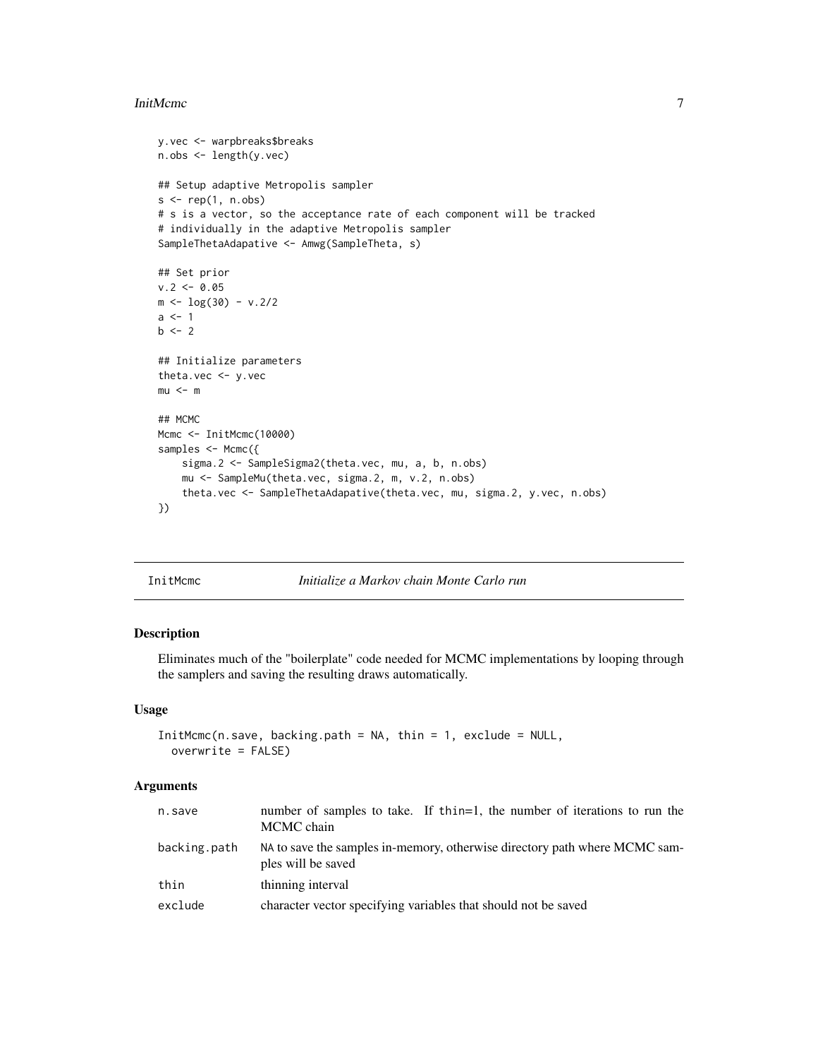```r
y.vec <- warpbreaks$breaks
n.obs <- length(y.vec)

## Setup adaptive Metropolis sampler
s <- rep(1, n.obs)
# s is a vector, so the acceptance rate of each component will be tracked
# individually in the adaptive Metropolis sampler
SampleThetaAdapative <- Amwg(SampleTheta, s)

## Set prior
v.2 <- 0.05
m <- log(30) - v.2/2
a <- 1
b <- 2

## Initialize parameters
theta.vec <- y.vec
mu <- m

## MCMC
Mcmc <- InitMcmc(10000)
samples <- Mcmc({
    sigma.2 <- SampleSigma2(theta.vec, mu, a, b, n.obs)
    mu <- SampleMu(theta.vec, sigma.2, m, v.2, n.obs)
    theta.vec <- SampleThetaAdapative(theta.vec, mu, sigma.2, y.vec, n.obs)
})
```

## InitMcmc — *Initialize a Markov chain Monte Carlo run*

### Description

Eliminates much of the "boilerplate" code needed for MCMC implementations by looping through the samplers and saving the resulting draws automatically.

### Usage

```r
InitMcmc(n.save, backing.path = NA, thin = 1, exclude = NULL,
  overwrite = FALSE)
```

### Arguments

| | |
|---|---|
| n.save | number of samples to take. If thin=1, the number of iterations to run the MCMC chain |
| backing.path | NA to save the samples in-memory, otherwise directory path where MCMC samples will be saved |
| thin | thinning interval |
| exclude | character vector specifying variables that should not be saved |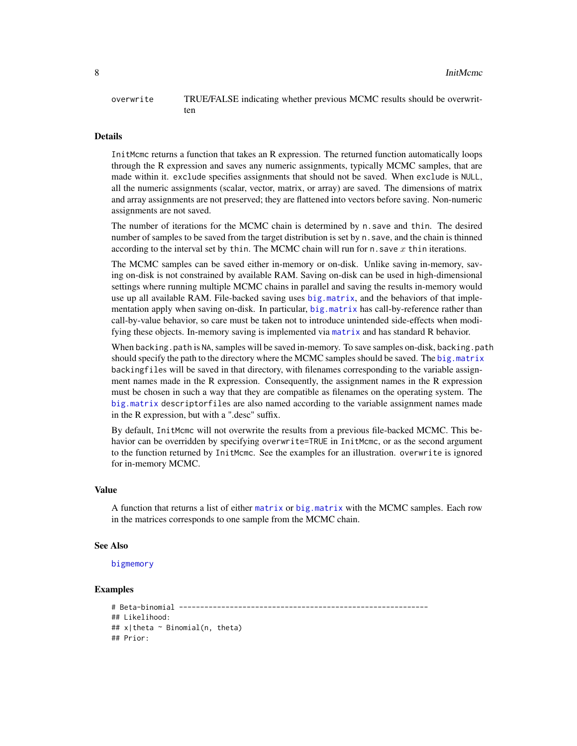| | |
|---|---|
| `overwrite` | TRUE/FALSE indicating whether previous MCMC results should be overwritten |

### Details

`InitMcmc` returns a function that takes an R expression. The returned function automatically loops through the R expression and saves any numeric assignments, typically MCMC samples, that are made within it. `exclude` specifies assignments that should not be saved. When `exclude` is `NULL`, all the numeric assignments (scalar, vector, matrix, or array) are saved. The dimensions of matrix and array assignments are not preserved; they are flattened into vectors before saving. Non-numeric assignments are not saved.

The number of iterations for the MCMC chain is determined by `n.save` and `thin`. The desired number of samples to be saved from the target distribution is set by `n.save`, and the chain is thinned according to the interval set by `thin`. The MCMC chain will run for `n.save` $x$ `thin` iterations.

The MCMC samples can be saved either in-memory or on-disk. Unlike saving in-memory, saving on-disk is not constrained by available RAM. Saving on-disk can be used in high-dimensional settings where running multiple MCMC chains in parallel and saving the results in-memory would use up all available RAM. File-backed saving uses `big.matrix`, and the behaviors of that implementation apply when saving on-disk. In particular, `big.matrix` has call-by-reference rather than call-by-value behavior, so care must be taken not to introduce unintended side-effects when modifying these objects. In-memory saving is implemented via `matrix` and has standard R behavior.

When `backing.path` is `NA`, samples will be saved in-memory. To save samples on-disk, `backing.path` should specify the path to the directory where the MCMC samples should be saved. The `big.matrix` `backingfiles` will be saved in that directory, with filenames corresponding to the variable assignment names made in the R expression. Consequently, the assignment names in the R expression must be chosen in such a way that they are compatible as filenames on the operating system. The `big.matrix` `descriptorfiles` are also named according to the variable assignment names made in the R expression, but with a ".desc" suffix.

By default, `InitMcmc` will not overwrite the results from a previous file-backed MCMC. This behavior can be overridden by specifying `overwrite=TRUE` in `InitMcmc`, or as the second argument to the function returned by `InitMcmc`. See the examples for an illustration. `overwrite` is ignored for in-memory MCMC.

### Value

A function that returns a list of either `matrix` or `big.matrix` with the MCMC samples. Each row in the matrices corresponds to one sample from the MCMC chain.

### See Also

`bigmemory`

### Examples

```
# Beta-binomial ---------------------------------------------------------
## Likelihood:
## x|theta ~ Binomial(n, theta)
## Prior:
```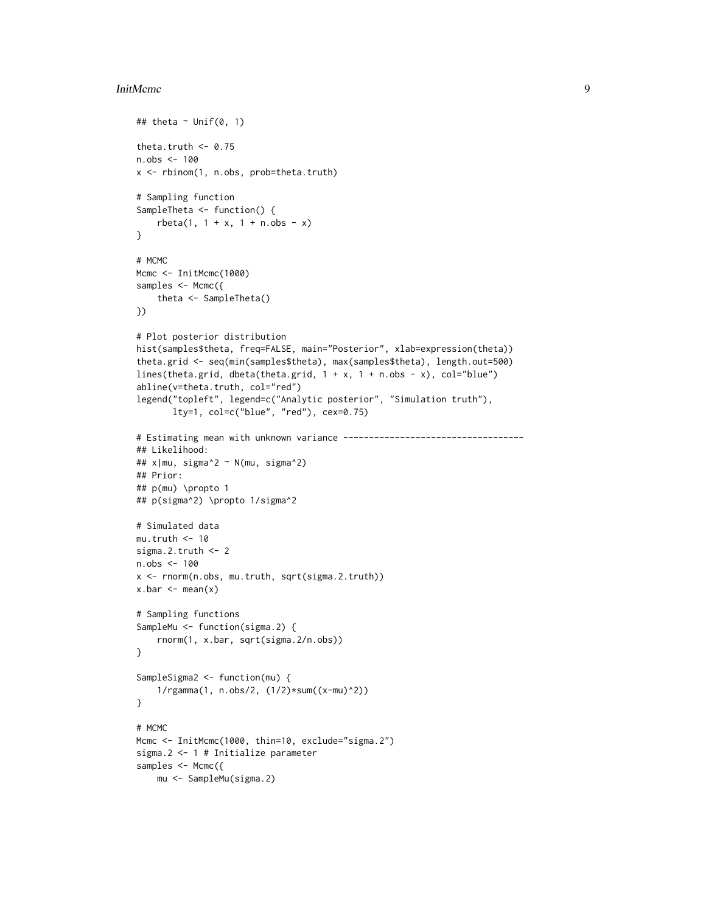```
## theta ~ Unif(0, 1)

theta.truth <- 0.75
n.obs <- 100
x <- rbinom(1, n.obs, prob=theta.truth)

# Sampling function
SampleTheta <- function() {
    rbeta(1, 1 + x, 1 + n.obs - x)
}

# MCMC
Mcmc <- InitMcmc(1000)
samples <- Mcmc({
    theta <- SampleTheta()
})

# Plot posterior distribution
hist(samples$theta, freq=FALSE, main="Posterior", xlab=expression(theta))
theta.grid <- seq(min(samples$theta), max(samples$theta), length.out=500)
lines(theta.grid, dbeta(theta.grid, 1 + x, 1 + n.obs - x), col="blue")
abline(v=theta.truth, col="red")
legend("topleft", legend=c("Analytic posterior", "Simulation truth"),
       lty=1, col=c("blue", "red"), cex=0.75)

# Estimating mean with unknown variance ----------------------------------
## Likelihood:
## x|mu, sigma^2 ~ N(mu, sigma^2)
## Prior:
## p(mu) \propto 1
## p(sigma^2) \propto 1/sigma^2

# Simulated data
mu.truth <- 10
sigma.2.truth <- 2
n.obs <- 100
x <- rnorm(n.obs, mu.truth, sqrt(sigma.2.truth))
x.bar <- mean(x)

# Sampling functions
SampleMu <- function(sigma.2) {
    rnorm(1, x.bar, sqrt(sigma.2/n.obs))
}

SampleSigma2 <- function(mu) {
    1/rgamma(1, n.obs/2, (1/2)*sum((x-mu)^2))
}

# MCMC
Mcmc <- InitMcmc(1000, thin=10, exclude="sigma.2")
sigma.2 <- 1 # Initialize parameter
samples <- Mcmc({
    mu <- SampleMu(sigma.2)
```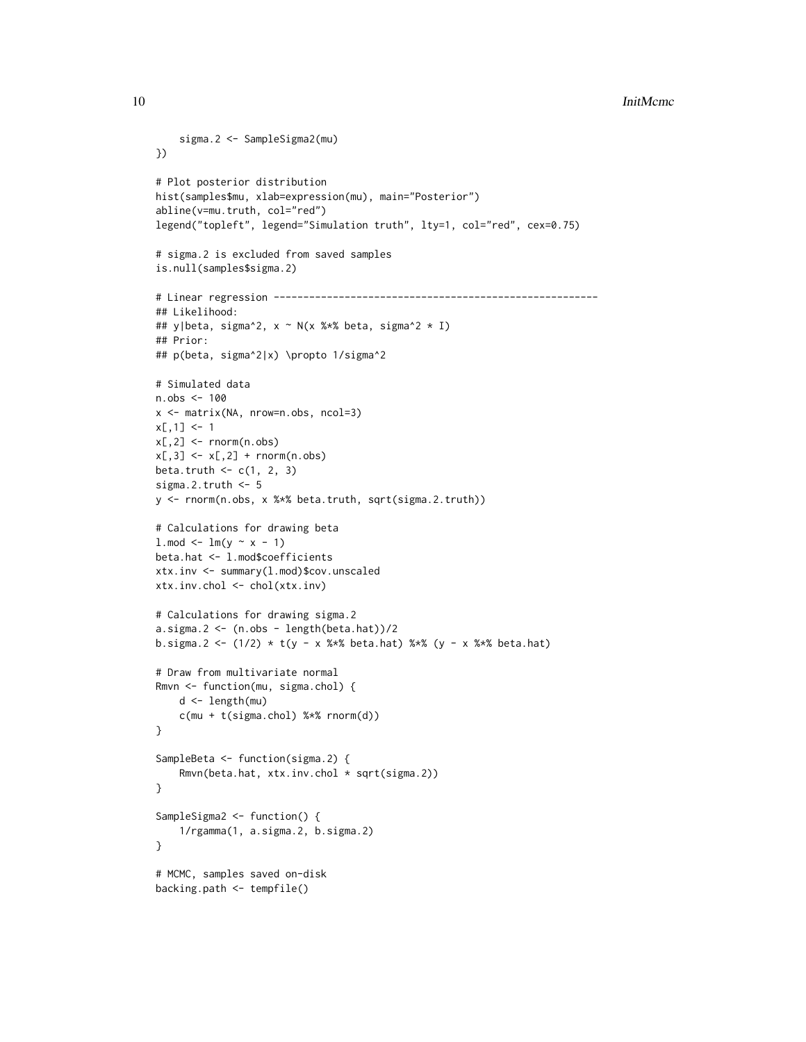```
    sigma.2 <- SampleSigma2(mu)
})

# Plot posterior distribution
hist(samples$mu, xlab=expression(mu), main="Posterior")
abline(v=mu.truth, col="red")
legend("topleft", legend="Simulation truth", lty=1, col="red", cex=0.75)

# sigma.2 is excluded from saved samples
is.null(samples$sigma.2)

# Linear regression -------------------------------------------------------
## Likelihood:
## y|beta, sigma^2, x ~ N(x %*% beta, sigma^2 * I)
## Prior:
## p(beta, sigma^2|x) \propto 1/sigma^2

# Simulated data
n.obs <- 100
x <- matrix(NA, nrow=n.obs, ncol=3)
x[,1] <- 1
x[,2] <- rnorm(n.obs)
x[,3] <- x[,2] + rnorm(n.obs)
beta.truth <- c(1, 2, 3)
sigma.2.truth <- 5
y <- rnorm(n.obs, x %*% beta.truth, sqrt(sigma.2.truth))

# Calculations for drawing beta
l.mod <- lm(y ~ x - 1)
beta.hat <- l.mod$coefficients
xtx.inv <- summary(l.mod)$cov.unscaled
xtx.inv.chol <- chol(xtx.inv)

# Calculations for drawing sigma.2
a.sigma.2 <- (n.obs - length(beta.hat))/2
b.sigma.2 <- (1/2) * t(y - x %*% beta.hat) %*% (y - x %*% beta.hat)

# Draw from multivariate normal
Rmvn <- function(mu, sigma.chol) {
    d <- length(mu)
    c(mu + t(sigma.chol) %*% rnorm(d))
}

SampleBeta <- function(sigma.2) {
    Rmvn(beta.hat, xtx.inv.chol * sqrt(sigma.2))
}

SampleSigma2 <- function() {
    1/rgamma(1, a.sigma.2, b.sigma.2)
}

# MCMC, samples saved on-disk
backing.path <- tempfile()
```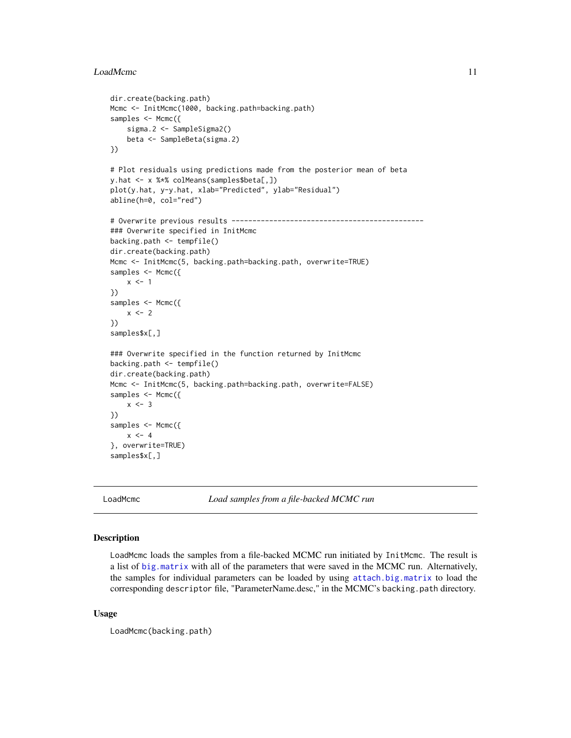```
dir.create(backing.path)
Mcmc <- InitMcmc(1000, backing.path=backing.path)
samples <- Mcmc({
    sigma.2 <- SampleSigma2()
    beta <- SampleBeta(sigma.2)
})

# Plot residuals using predictions made from the posterior mean of beta
y.hat <- x %*% colMeans(samples$beta[,])
plot(y.hat, y-y.hat, xlab="Predicted", ylab="Residual")
abline(h=0, col="red")

# Overwrite previous results ---------------------------------------------
### Overwrite specified in InitMcmc
backing.path <- tempfile()
dir.create(backing.path)
Mcmc <- InitMcmc(5, backing.path=backing.path, overwrite=TRUE)
samples <- Mcmc({
    x <- 1
})
samples <- Mcmc({
    x <- 2
})
samples$x[,]

### Overwrite specified in the function returned by InitMcmc
backing.path <- tempfile()
dir.create(backing.path)
Mcmc <- InitMcmc(5, backing.path=backing.path, overwrite=FALSE)
samples <- Mcmc({
    x <- 3
})
samples <- Mcmc({
    x <- 4
}, overwrite=TRUE)
samples$x[,]
```

## LoadMcmc — *Load samples from a file-backed MCMC run*

### Description

LoadMcmc loads the samples from a file-backed MCMC run initiated by InitMcmc. The result is a list of big.matrix with all of the parameters that were saved in the MCMC run. Alternatively, the samples for individual parameters can be loaded by using attach.big.matrix to load the corresponding descriptor file, "ParameterName.desc," in the MCMC's backing.path directory.

### Usage

```
LoadMcmc(backing.path)
```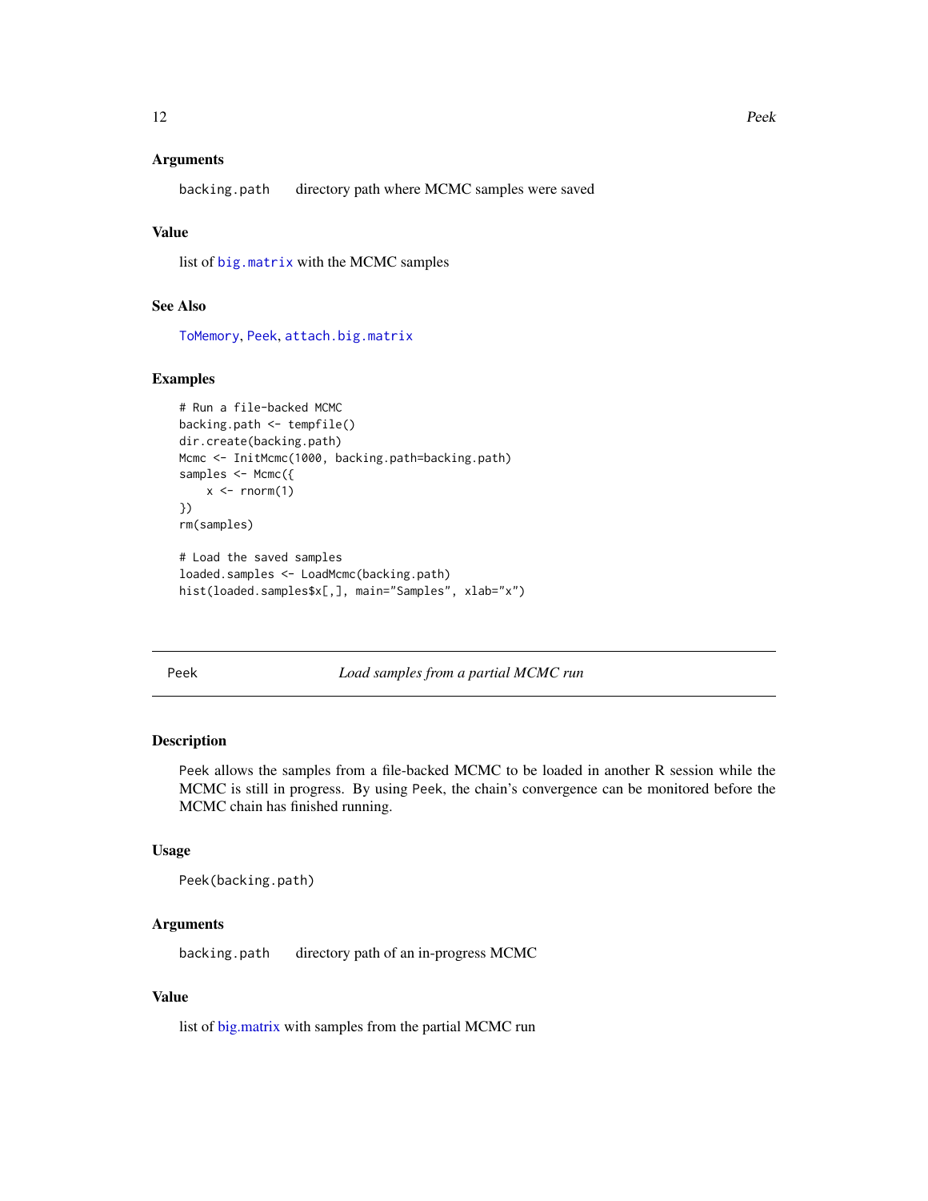### Arguments

`backing.path` directory path where MCMC samples were saved

### Value

list of big.matrix with the MCMC samples

### See Also

ToMemory, Peek, attach.big.matrix

### Examples

```
# Run a file-backed MCMC
backing.path <- tempfile()
dir.create(backing.path)
Mcmc <- InitMcmc(1000, backing.path=backing.path)
samples <- Mcmc({
    x <- rnorm(1)
})
rm(samples)

# Load the saved samples
loaded.samples <- LoadMcmc(backing.path)
hist(loaded.samples$x[,], main="Samples", xlab="x")
```

---

## Peek — *Load samples from a partial MCMC run*

### Description

Peek allows the samples from a file-backed MCMC to be loaded in another R session while the MCMC is still in progress. By using Peek, the chain's convergence can be monitored before the MCMC chain has finished running.

### Usage

```
Peek(backing.path)
```

### Arguments

`backing.path` directory path of an in-progress MCMC

### Value

list of big.matrix with samples from the partial MCMC run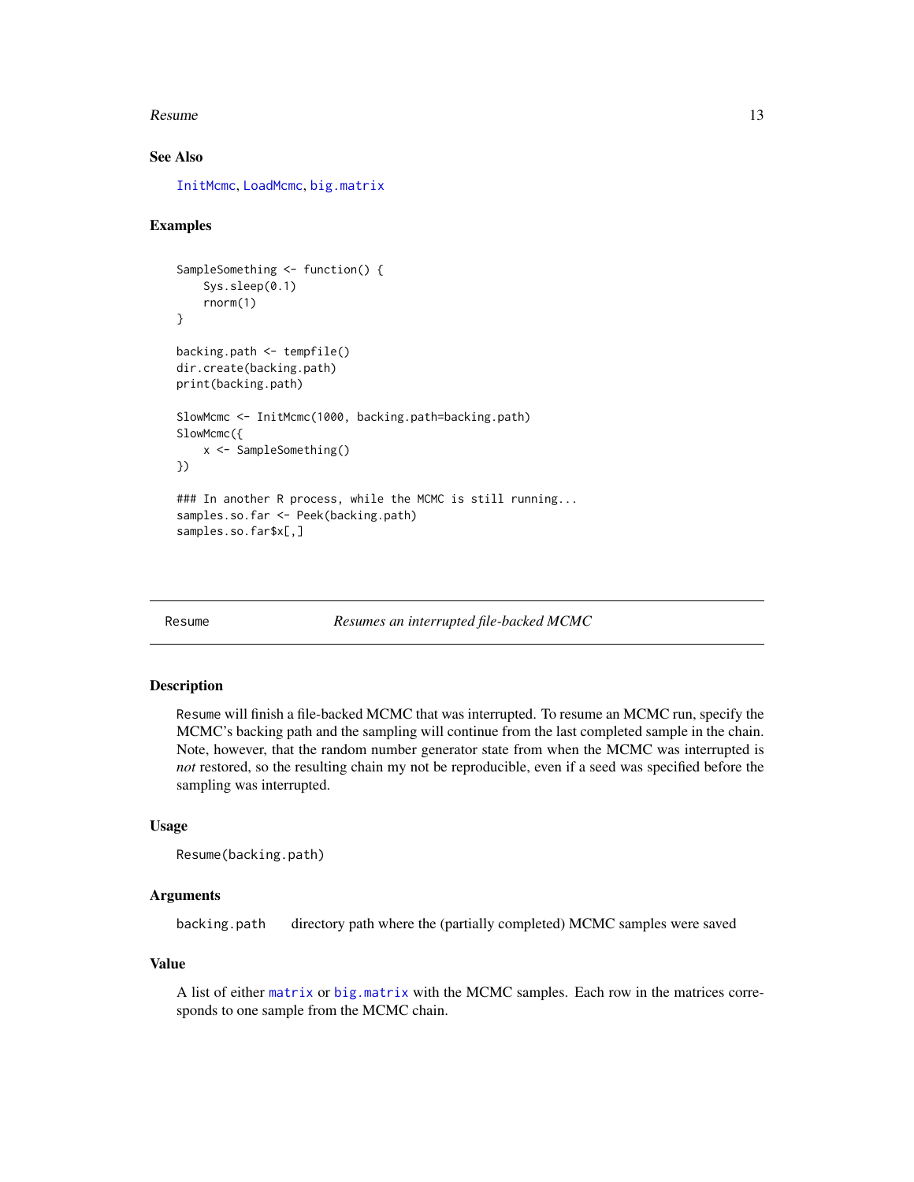### See Also

InitMcmc, LoadMcmc, big.matrix

### Examples

```
SampleSomething <- function() {
    Sys.sleep(0.1)
    rnorm(1)
}

backing.path <- tempfile()
dir.create(backing.path)
print(backing.path)

SlowMcmc <- InitMcmc(1000, backing.path=backing.path)
SlowMcmc({
    x <- SampleSomething()
})

### In another R process, while the MCMC is still running...
samples.so.far <- Peek(backing.path)
samples.so.far$x[,]
```

---

## Resume — *Resumes an interrupted file-backed MCMC*

### Description

Resume will finish a file-backed MCMC that was interrupted. To resume an MCMC run, specify the MCMC's backing path and the sampling will continue from the last completed sample in the chain. Note, however, that the random number generator state from when the MCMC was interrupted is *not* restored, so the resulting chain my not be reproducible, even if a seed was specified before the sampling was interrupted.

### Usage

```
Resume(backing.path)
```

### Arguments

| | |
|---|---|
| backing.path | directory path where the (partially completed) MCMC samples were saved |

### Value

A list of either matrix or big.matrix with the MCMC samples. Each row in the matrices corresponds to one sample from the MCMC chain.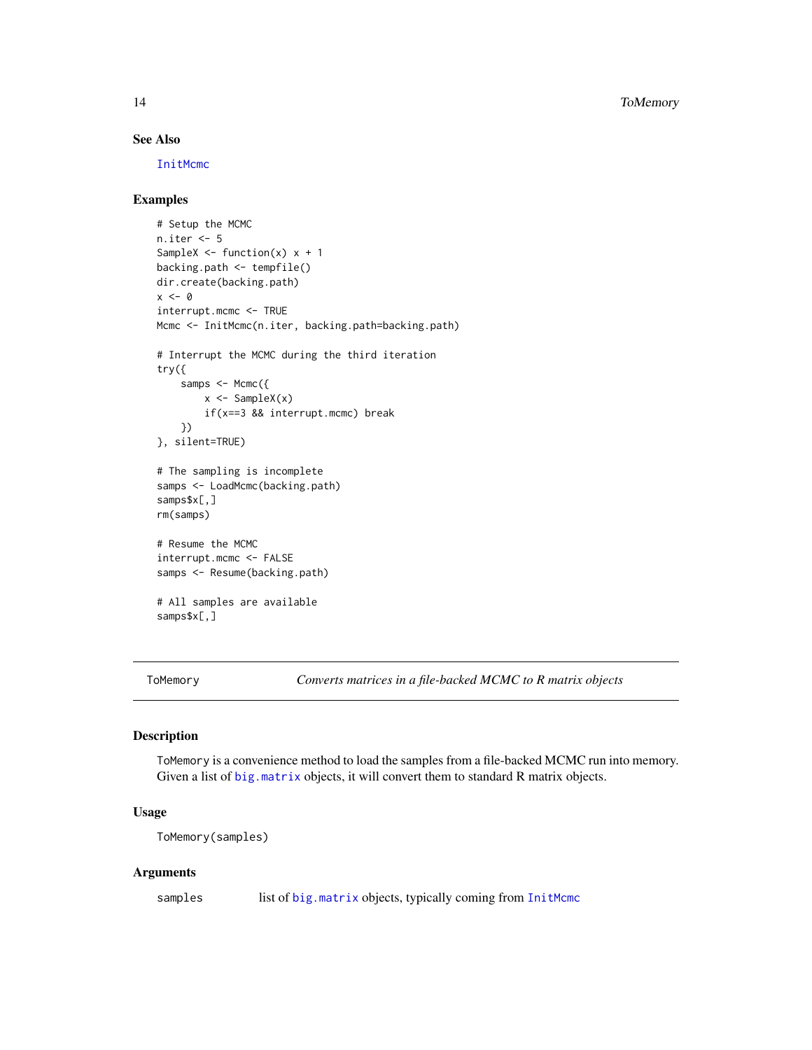## See Also

InitMcmc

## Examples

```
# Setup the MCMC
n.iter <- 5
SampleX <- function(x) x + 1
backing.path <- tempfile()
dir.create(backing.path)
x <- 0
interrupt.mcmc <- TRUE
Mcmc <- InitMcmc(n.iter, backing.path=backing.path)

# Interrupt the MCMC during the third iteration
try({
    samps <- Mcmc({
        x <- SampleX(x)
        if(x==3 && interrupt.mcmc) break
    })
}, silent=TRUE)

# The sampling is incomplete
samps <- LoadMcmc(backing.path)
samps$x[,]
rm(samps)

# Resume the MCMC
interrupt.mcmc <- FALSE
samps <- Resume(backing.path)

# All samples are available
samps$x[,]
```

---

# ToMemory *Converts matrices in a file-backed MCMC to R matrix objects*

## Description

ToMemory is a convenience method to load the samples from a file-backed MCMC run into memory. Given a list of big.matrix objects, it will convert them to standard R matrix objects.

## Usage

```
ToMemory(samples)
```

## Arguments

| | |
|---|---|
| samples | list of big.matrix objects, typically coming from InitMcmc |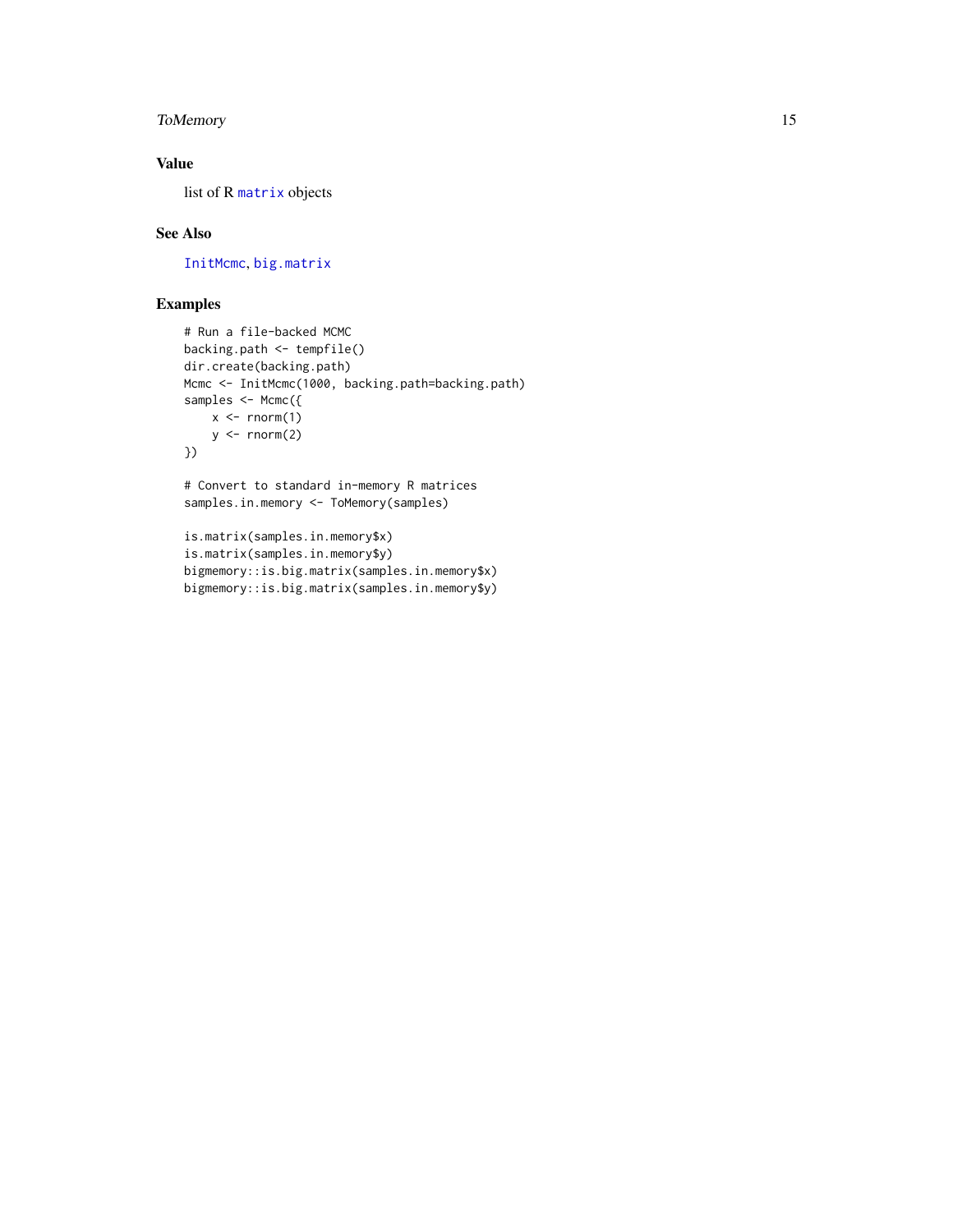## Value

list of R `matrix` objects

## See Also

`InitMcmc`, `big.matrix`

## Examples

```
# Run a file-backed MCMC
backing.path <- tempfile()
dir.create(backing.path)
Mcmc <- InitMcmc(1000, backing.path=backing.path)
samples <- Mcmc({
    x <- rnorm(1)
    y <- rnorm(2)
})

# Convert to standard in-memory R matrices
samples.in.memory <- ToMemory(samples)

is.matrix(samples.in.memory$x)
is.matrix(samples.in.memory$y)
bigmemory::is.big.matrix(samples.in.memory$x)
bigmemory::is.big.matrix(samples.in.memory$y)
```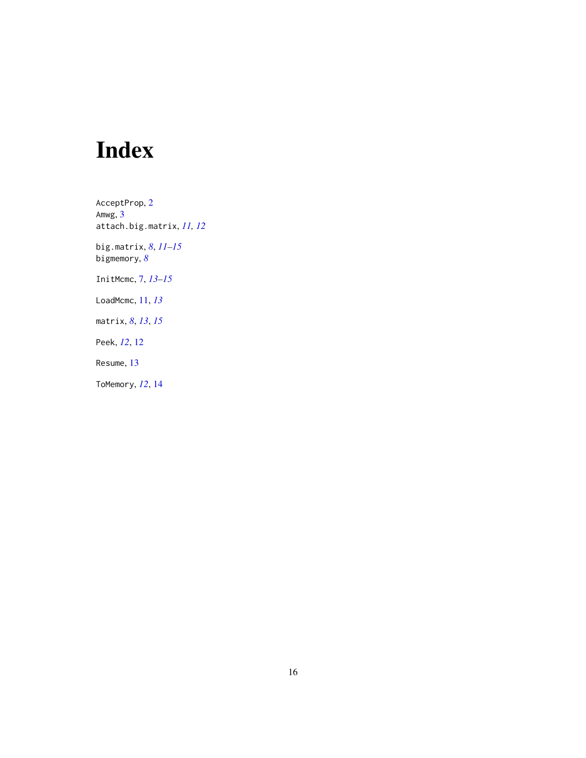# Index

AcceptProp, 2
Amwg, 3
attach.big.matrix, *11, 12*

big.matrix, *8*, *11–15*
bigmemory, *8*

InitMcmc, 7, *13–15*

LoadMcmc, 11, *13*

matrix, *8*, *13*, *15*

Peek, *12*, 12

Resume, 13

ToMemory, *12*, 14